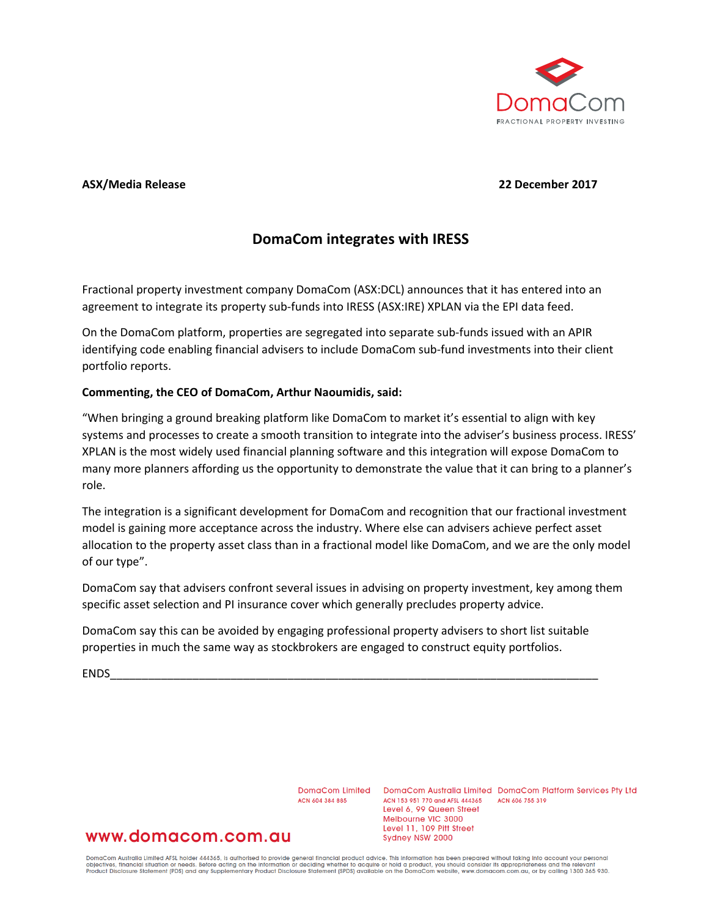DomaCom
FRACTIONAL PROPERTY INVESTING

**ASX/Media Release** **22 December 2017**

## DomaCom integrates with IRESS

Fractional property investment company DomaCom (ASX:DCL) announces that it has entered into an agreement to integrate its property sub-funds into IRESS (ASX:IRE) XPLAN via the EPI data feed.

On the DomaCom platform, properties are segregated into separate sub-funds issued with an APIR identifying code enabling financial advisers to include DomaCom sub-fund investments into their client portfolio reports.

**Commenting, the CEO of DomaCom, Arthur Naoumidis, said:**

"When bringing a ground breaking platform like DomaCom to market it's essential to align with key systems and processes to create a smooth transition to integrate into the adviser's business process. IRESS' XPLAN is the most widely used financial planning software and this integration will expose DomaCom to many more planners affording us the opportunity to demonstrate the value that it can bring to a planner's role.

The integration is a significant development for DomaCom and recognition that our fractional investment model is gaining more acceptance across the industry. Where else can advisers achieve perfect asset allocation to the property asset class than in a fractional model like DomaCom, and we are the only model of our type".

DomaCom say that advisers confront several issues in advising on property investment, key among them specific asset selection and PI insurance cover which generally precludes property advice.

DomaCom say this can be avoided by engaging professional property advisers to short list suitable properties in much the same way as stockbrokers are engaged to construct equity portfolios.

ENDS

---

DomaCom Limited
ACN 604 384 885

DomaCom Australia Limited
ACN 153 951 770 and AFSL 444365
Level 6, 99 Queen Street
Melbourne VIC 3000
Level 11, 109 Pitt Street
Sydney NSW 2000

DomaCom Platform Services Pty Ltd
ACN 606 755 319

www.domacom.com.au

DomaCom Australia Limited AFSL holder 444365, is authorised to provide general financial product advice. This information has been prepared without taking into account your personal objectives, financial situation or needs. Before acting on the information or deciding whether to acquire or hold a product, you should consider its appropriateness and the relevant Product Disclosure Statement (PDS) and any Supplementary Product Disclosure Statement (SPDS) available on the DomaCom website, www.domacom.com.au, or by calling 1300 365 930.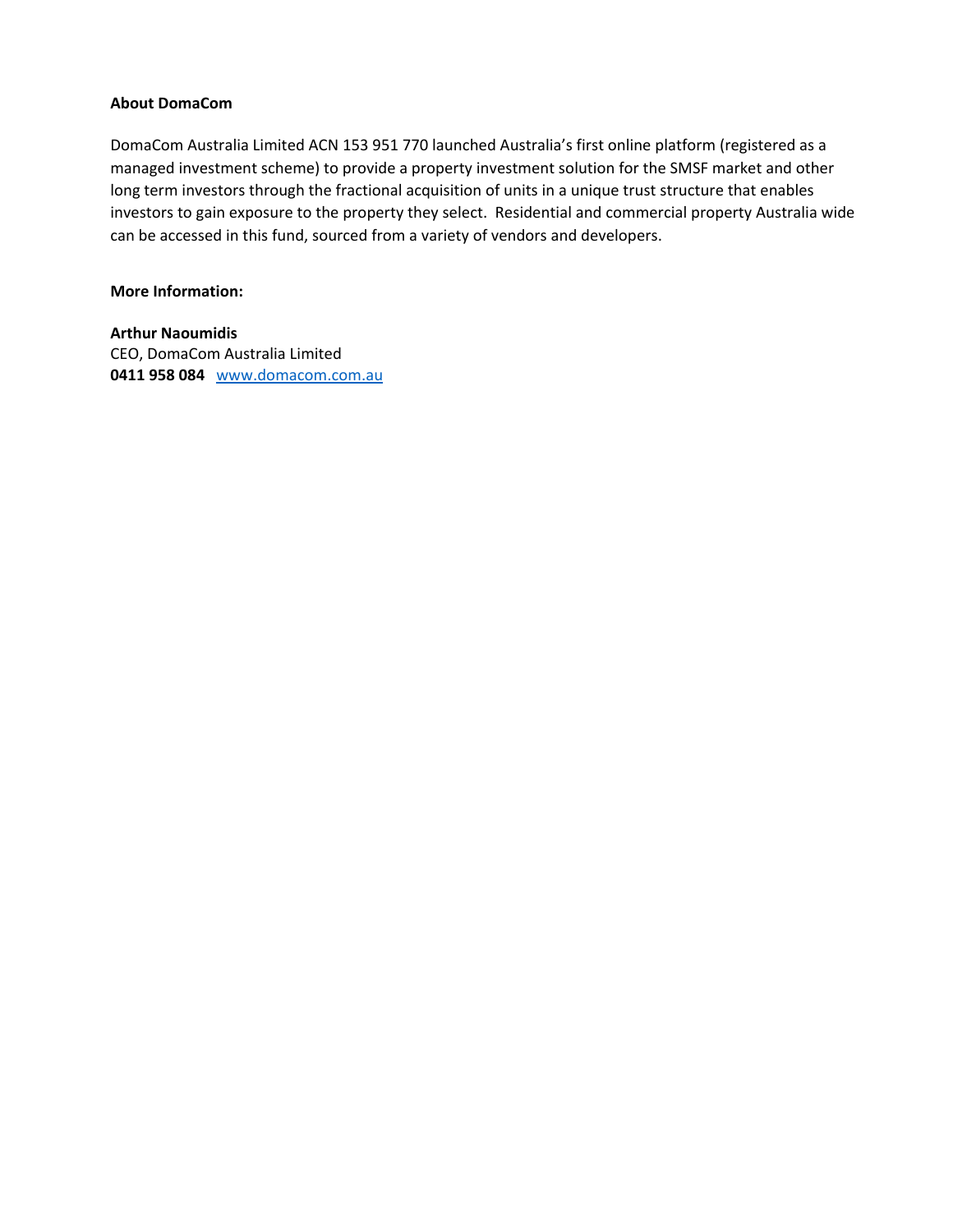**About DomaCom**

DomaCom Australia Limited ACN 153 951 770 launched Australia's first online platform (registered as a managed investment scheme) to provide a property investment solution for the SMSF market and other long term investors through the fractional acquisition of units in a unique trust structure that enables investors to gain exposure to the property they select. Residential and commercial property Australia wide can be accessed in this fund, sourced from a variety of vendors and developers.

**More Information:**

**Arthur Naoumidis**
CEO, DomaCom Australia Limited
**0411 958 084** www.domacom.com.au